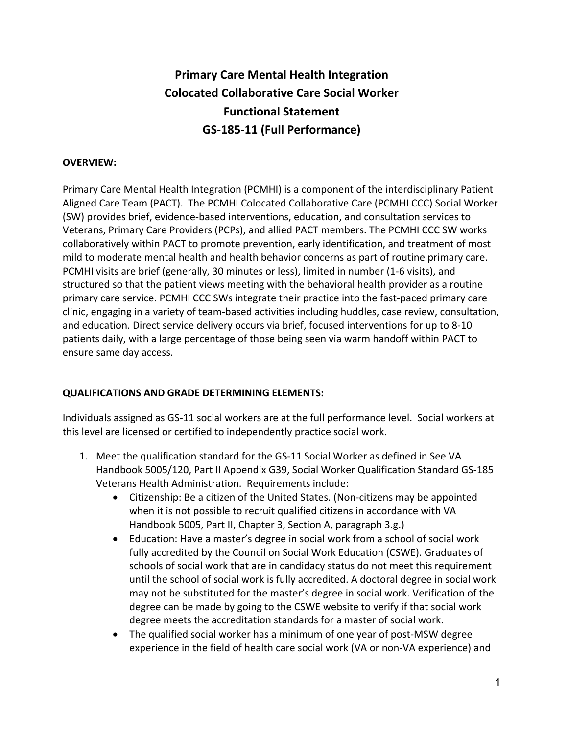# Primary Care Mental Health Integration
# Colocated Collaborative Care Social Worker
# Functional Statement
# GS-185-11 (Full Performance)

**OVERVIEW:**

Primary Care Mental Health Integration (PCMHI) is a component of the interdisciplinary Patient Aligned Care Team (PACT). The PCMHI Colocated Collaborative Care (PCMHI CCC) Social Worker (SW) provides brief, evidence-based interventions, education, and consultation services to Veterans, Primary Care Providers (PCPs), and allied PACT members. The PCMHI CCC SW works collaboratively within PACT to promote prevention, early identification, and treatment of most mild to moderate mental health and health behavior concerns as part of routine primary care. PCMHI visits are brief (generally, 30 minutes or less), limited in number (1-6 visits), and structured so that the patient views meeting with the behavioral health provider as a routine primary care service. PCMHI CCC SWs integrate their practice into the fast-paced primary care clinic, engaging in a variety of team-based activities including huddles, case review, consultation, and education. Direct service delivery occurs via brief, focused interventions for up to 8-10 patients daily, with a large percentage of those being seen via warm handoff within PACT to ensure same day access.

**QUALIFICATIONS AND GRADE DETERMINING ELEMENTS:**

Individuals assigned as GS-11 social workers are at the full performance level. Social workers at this level are licensed or certified to independently practice social work.

1. Meet the qualification standard for the GS-11 Social Worker as defined in See VA Handbook 5005/120, Part II Appendix G39, Social Worker Qualification Standard GS-185 Veterans Health Administration. Requirements include:
    - Citizenship: Be a citizen of the United States. (Non-citizens may be appointed when it is not possible to recruit qualified citizens in accordance with VA Handbook 5005, Part II, Chapter 3, Section A, paragraph 3.g.)
    - Education: Have a master's degree in social work from a school of social work fully accredited by the Council on Social Work Education (CSWE). Graduates of schools of social work that are in candidacy status do not meet this requirement until the school of social work is fully accredited. A doctoral degree in social work may not be substituted for the master's degree in social work. Verification of the degree can be made by going to the CSWE website to verify if that social work degree meets the accreditation standards for a master of social work.
    - The qualified social worker has a minimum of one year of post-MSW degree experience in the field of health care social work (VA or non-VA experience) and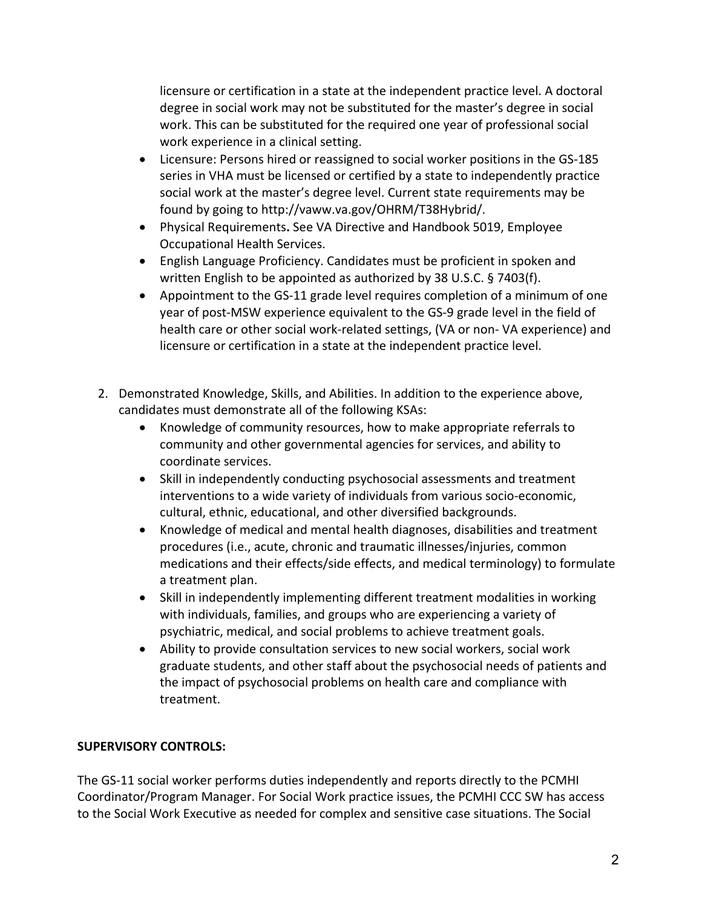licensure or certification in a state at the independent practice level. A doctoral degree in social work may not be substituted for the master's degree in social work. This can be substituted for the required one year of professional social work experience in a clinical setting.

- Licensure: Persons hired or reassigned to social worker positions in the GS-185 series in VHA must be licensed or certified by a state to independently practice social work at the master's degree level. Current state requirements may be found by going to http://vaww.va.gov/OHRM/T38Hybrid/.
- Physical Requirements**.** See VA Directive and Handbook 5019, Employee Occupational Health Services.
- English Language Proficiency. Candidates must be proficient in spoken and written English to be appointed as authorized by 38 U.S.C. § 7403(f).
- Appointment to the GS-11 grade level requires completion of a minimum of one year of post-MSW experience equivalent to the GS-9 grade level in the field of health care or other social work-related settings, (VA or non- VA experience) and licensure or certification in a state at the independent practice level.

2. Demonstrated Knowledge, Skills, and Abilities. In addition to the experience above, candidates must demonstrate all of the following KSAs:
   - Knowledge of community resources, how to make appropriate referrals to community and other governmental agencies for services, and ability to coordinate services.
   - Skill in independently conducting psychosocial assessments and treatment interventions to a wide variety of individuals from various socio-economic, cultural, ethnic, educational, and other diversified backgrounds.
   - Knowledge of medical and mental health diagnoses, disabilities and treatment procedures (i.e., acute, chronic and traumatic illnesses/injuries, common medications and their effects/side effects, and medical terminology) to formulate a treatment plan.
   - Skill in independently implementing different treatment modalities in working with individuals, families, and groups who are experiencing a variety of psychiatric, medical, and social problems to achieve treatment goals.
   - Ability to provide consultation services to new social workers, social work graduate students, and other staff about the psychosocial needs of patients and the impact of psychosocial problems on health care and compliance with treatment.

**SUPERVISORY CONTROLS:**

The GS-11 social worker performs duties independently and reports directly to the PCMHI Coordinator/Program Manager. For Social Work practice issues, the PCMHI CCC SW has access to the Social Work Executive as needed for complex and sensitive case situations. The Social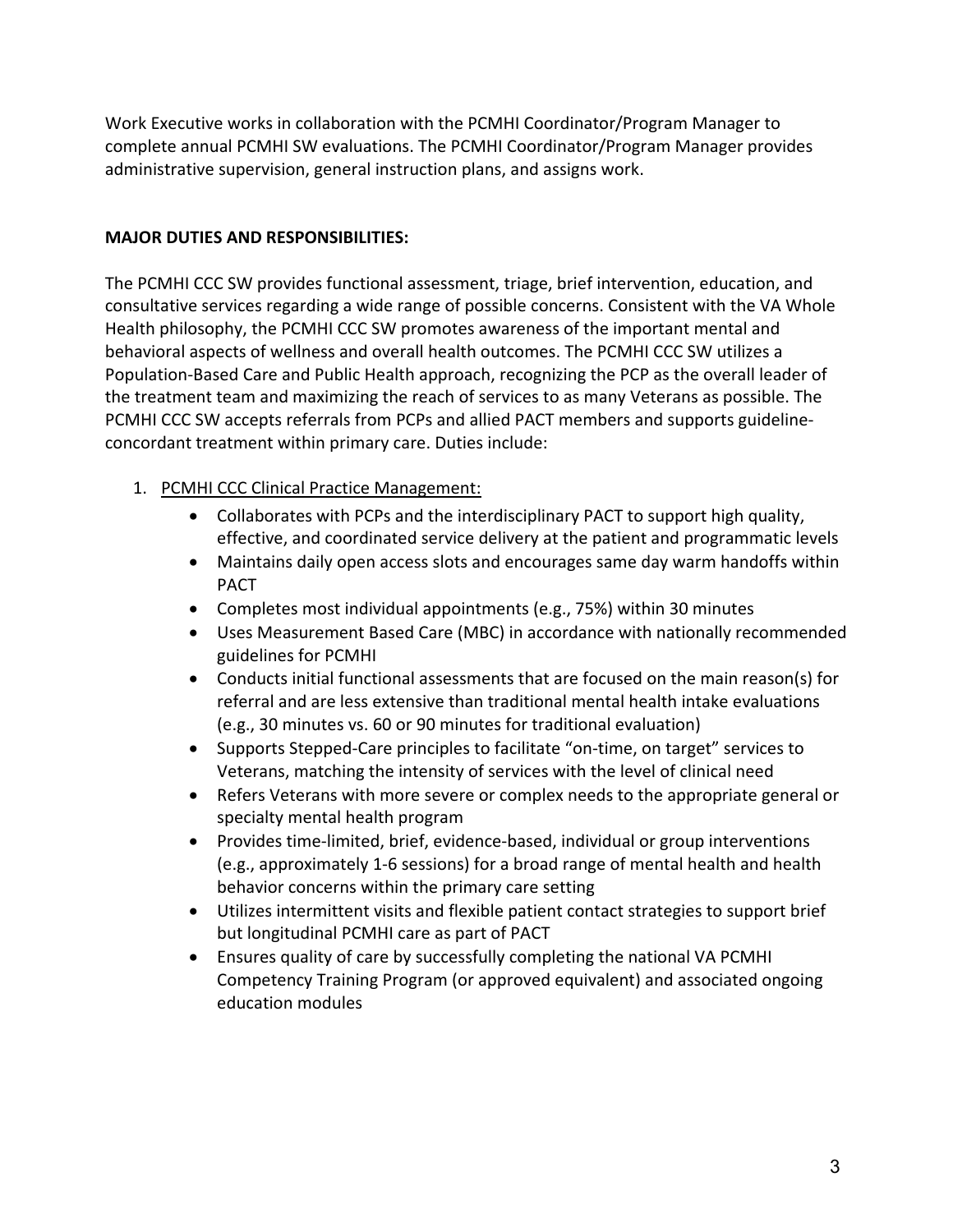Work Executive works in collaboration with the PCMHI Coordinator/Program Manager to complete annual PCMHI SW evaluations. The PCMHI Coordinator/Program Manager provides administrative supervision, general instruction plans, and assigns work.

**MAJOR DUTIES AND RESPONSIBILITIES:**

The PCMHI CCC SW provides functional assessment, triage, brief intervention, education, and consultative services regarding a wide range of possible concerns. Consistent with the VA Whole Health philosophy, the PCMHI CCC SW promotes awareness of the important mental and behavioral aspects of wellness and overall health outcomes. The PCMHI CCC SW utilizes a Population-Based Care and Public Health approach, recognizing the PCP as the overall leader of the treatment team and maximizing the reach of services to as many Veterans as possible. The PCMHI CCC SW accepts referrals from PCPs and allied PACT members and supports guideline-concordant treatment within primary care. Duties include:

1. PCMHI CCC Clinical Practice Management:
    - Collaborates with PCPs and the interdisciplinary PACT to support high quality, effective, and coordinated service delivery at the patient and programmatic levels
    - Maintains daily open access slots and encourages same day warm handoffs within PACT
    - Completes most individual appointments (e.g., 75%) within 30 minutes
    - Uses Measurement Based Care (MBC) in accordance with nationally recommended guidelines for PCMHI
    - Conducts initial functional assessments that are focused on the main reason(s) for referral and are less extensive than traditional mental health intake evaluations (e.g., 30 minutes vs. 60 or 90 minutes for traditional evaluation)
    - Supports Stepped-Care principles to facilitate "on-time, on target" services to Veterans, matching the intensity of services with the level of clinical need
    - Refers Veterans with more severe or complex needs to the appropriate general or specialty mental health program
    - Provides time-limited, brief, evidence-based, individual or group interventions (e.g., approximately 1-6 sessions) for a broad range of mental health and health behavior concerns within the primary care setting
    - Utilizes intermittent visits and flexible patient contact strategies to support brief but longitudinal PCMHI care as part of PACT
    - Ensures quality of care by successfully completing the national VA PCMHI Competency Training Program (or approved equivalent) and associated ongoing education modules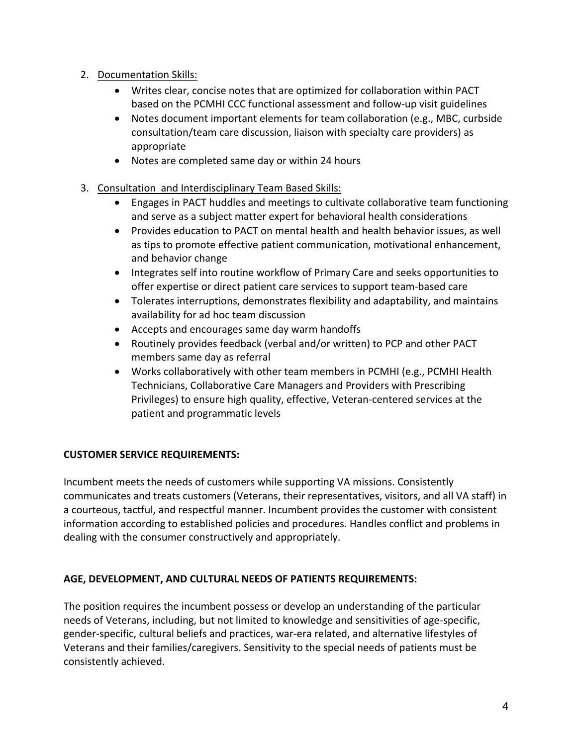2. Documentation Skills:
    - Writes clear, concise notes that are optimized for collaboration within PACT based on the PCMHI CCC functional assessment and follow-up visit guidelines
    - Notes document important elements for team collaboration (e.g., MBC, curbside consultation/team care discussion, liaison with specialty care providers) as appropriate
    - Notes are completed same day or within 24 hours

3. Consultation and Interdisciplinary Team Based Skills:
    - Engages in PACT huddles and meetings to cultivate collaborative team functioning and serve as a subject matter expert for behavioral health considerations
    - Provides education to PACT on mental health and health behavior issues, as well as tips to promote effective patient communication, motivational enhancement, and behavior change
    - Integrates self into routine workflow of Primary Care and seeks opportunities to offer expertise or direct patient care services to support team-based care
    - Tolerates interruptions, demonstrates flexibility and adaptability, and maintains availability for ad hoc team discussion
    - Accepts and encourages same day warm handoffs
    - Routinely provides feedback (verbal and/or written) to PCP and other PACT members same day as referral
    - Works collaboratively with other team members in PCMHI (e.g., PCMHI Health Technicians, Collaborative Care Managers and Providers with Prescribing Privileges) to ensure high quality, effective, Veteran-centered services at the patient and programmatic levels

**CUSTOMER SERVICE REQUIREMENTS:**

Incumbent meets the needs of customers while supporting VA missions. Consistently communicates and treats customers (Veterans, their representatives, visitors, and all VA staff) in a courteous, tactful, and respectful manner. Incumbent provides the customer with consistent information according to established policies and procedures. Handles conflict and problems in dealing with the consumer constructively and appropriately.

**AGE, DEVELOPMENT, AND CULTURAL NEEDS OF PATIENTS REQUIREMENTS:**

The position requires the incumbent possess or develop an understanding of the particular needs of Veterans, including, but not limited to knowledge and sensitivities of age-specific, gender-specific, cultural beliefs and practices, war-era related, and alternative lifestyles of Veterans and their families/caregivers. Sensitivity to the special needs of patients must be consistently achieved.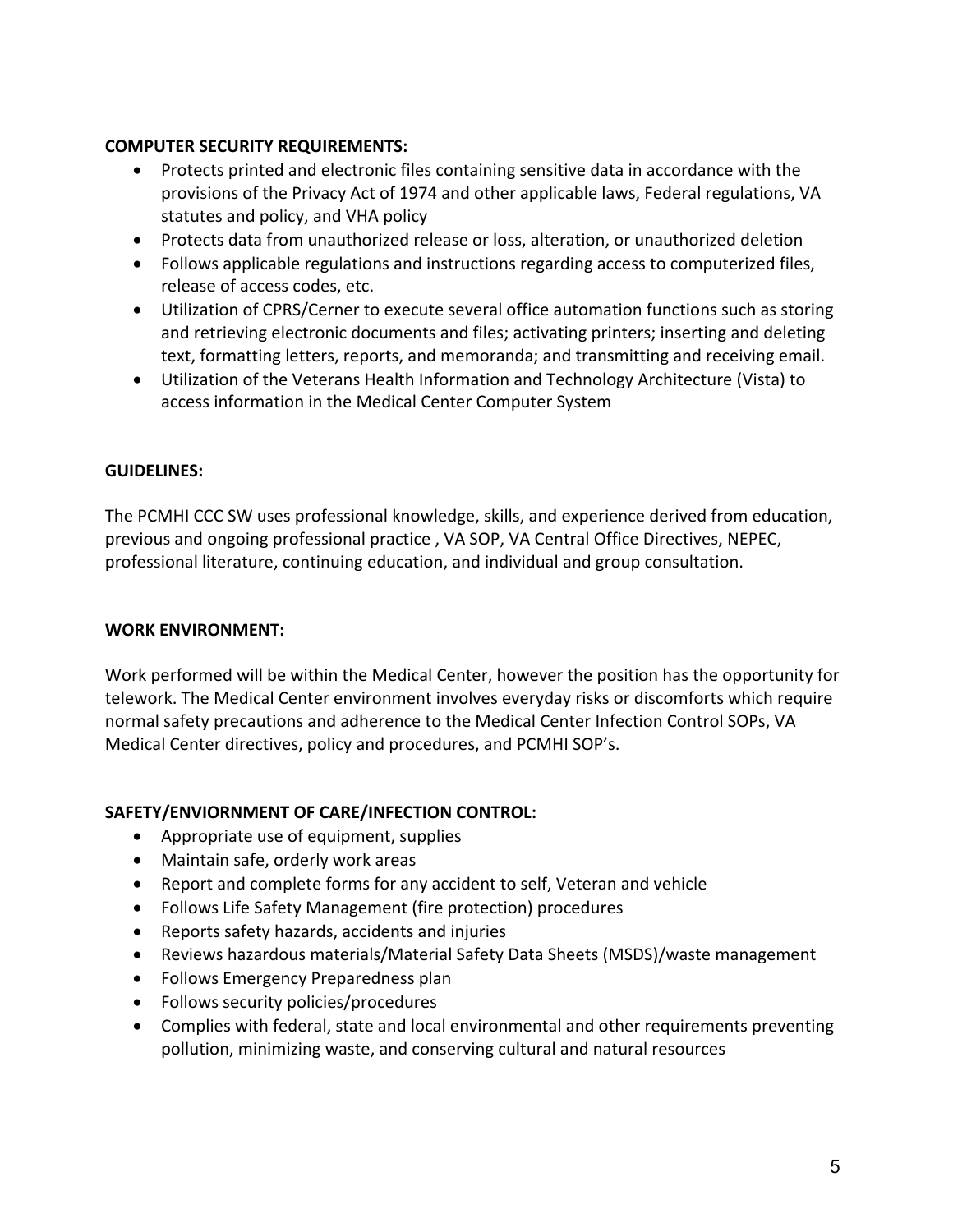**COMPUTER SECURITY REQUIREMENTS:**

- Protects printed and electronic files containing sensitive data in accordance with the provisions of the Privacy Act of 1974 and other applicable laws, Federal regulations, VA statutes and policy, and VHA policy
- Protects data from unauthorized release or loss, alteration, or unauthorized deletion
- Follows applicable regulations and instructions regarding access to computerized files, release of access codes, etc.
- Utilization of CPRS/Cerner to execute several office automation functions such as storing and retrieving electronic documents and files; activating printers; inserting and deleting text, formatting letters, reports, and memoranda; and transmitting and receiving email.
- Utilization of the Veterans Health Information and Technology Architecture (Vista) to access information in the Medical Center Computer System

**GUIDELINES:**

The PCMHI CCC SW uses professional knowledge, skills, and experience derived from education, previous and ongoing professional practice , VA SOP, VA Central Office Directives, NEPEC, professional literature, continuing education, and individual and group consultation.

**WORK ENVIRONMENT:**

Work performed will be within the Medical Center, however the position has the opportunity for telework. The Medical Center environment involves everyday risks or discomforts which require normal safety precautions and adherence to the Medical Center Infection Control SOPs, VA Medical Center directives, policy and procedures, and PCMHI SOP's.

**SAFETY/ENVIORNMENT OF CARE/INFECTION CONTROL:**

- Appropriate use of equipment, supplies
- Maintain safe, orderly work areas
- Report and complete forms for any accident to self, Veteran and vehicle
- Follows Life Safety Management (fire protection) procedures
- Reports safety hazards, accidents and injuries
- Reviews hazardous materials/Material Safety Data Sheets (MSDS)/waste management
- Follows Emergency Preparedness plan
- Follows security policies/procedures
- Complies with federal, state and local environmental and other requirements preventing pollution, minimizing waste, and conserving cultural and natural resources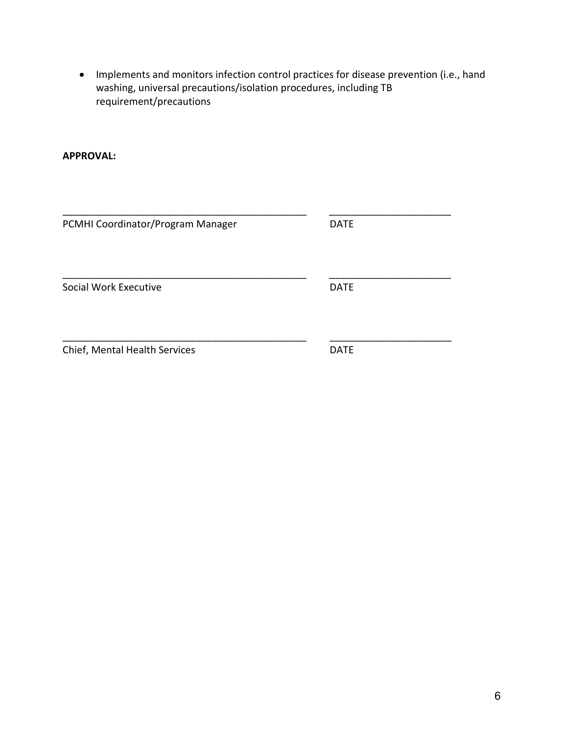- Implements and monitors infection control practices for disease prevention (i.e., hand washing, universal precautions/isolation procedures, including TB requirement/precautions

**APPROVAL:**

_____________________________________________ _____________________

PCMHI Coordinator/Program Manager DATE

_____________________________________________ _____________________

Social Work Executive DATE

_____________________________________________ _____________________

Chief, Mental Health Services DATE